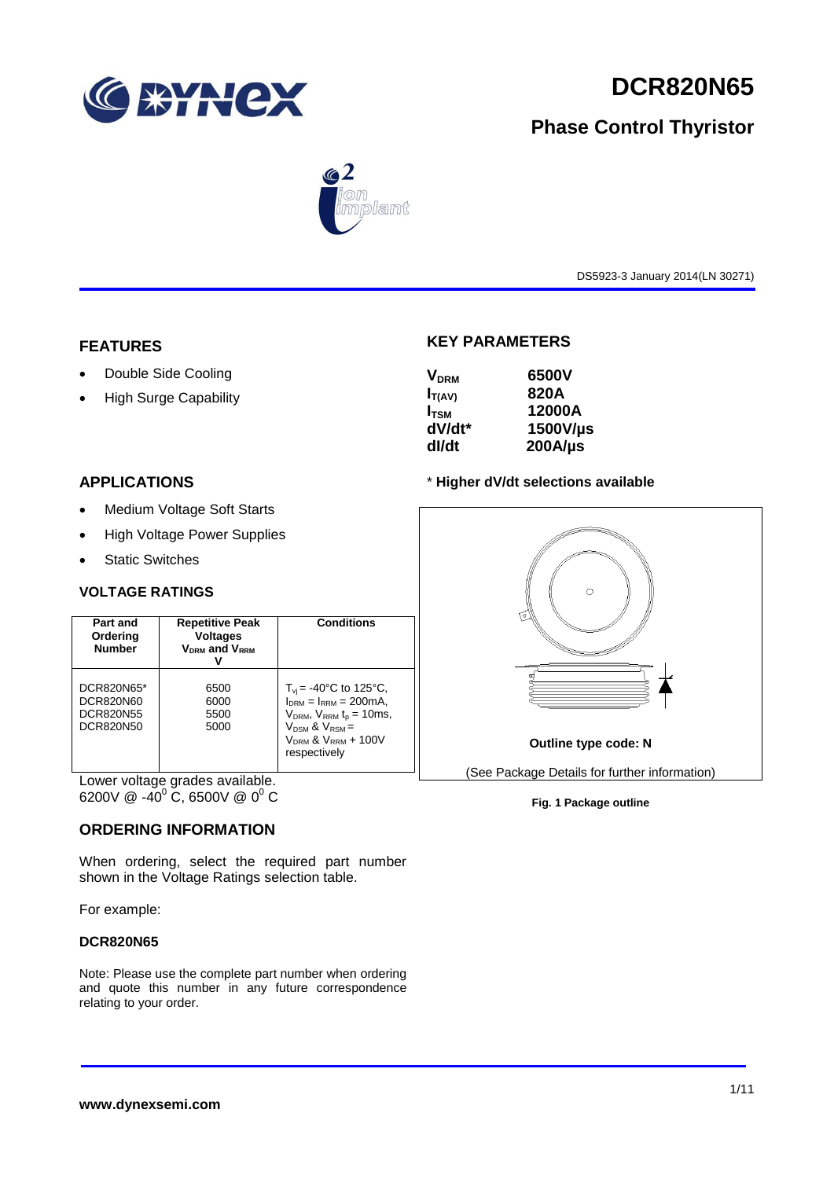# DCR820N65

## Phase Control Thyristor

DS5923-3 January 2014(LN 30271)

## FEATURES

- Double Side Cooling
- High Surge Capability

## APPLICATIONS

- Medium Voltage Soft Starts
- High Voltage Power Supplies
- Static Switches

## KEY PARAMETERS

| | |
|---|---|
| $V_{DRM}$ | 6500V |
| $I_{T(AV)}$ | 820A |
| $I_{TSM}$ | 12000A |
| dV/dt* | 1500V/µs |
| dI/dt | 200A/µs |

* **Higher dV/dt selections available**

## VOLTAGE RATINGS

| Part and Ordering Number | Repetitive Peak Voltages $V_{DRM}$ and $V_{RRM}$ V | Conditions |
|---|---|---|
| DCR820N65*<br>DCR820N60<br>DCR820N55<br>DCR820N50 | 6500<br>6000<br>5500<br>5000 | $T_{vj}$ = -40°C to 125°C, $I_{DRM}$ = $I_{RRM}$ = 200mA, $V_{DRM}$, $V_{RRM}$ $t_p$ = 10ms, $V_{DSM}$ & $V_{RSM}$ = $V_{DRM}$ & $V_{RRM}$ + 100V respectively |

Lower voltage grades available.
6200V @ -40$^0$ C, 6500V @ 0$^0$ C

Outline type code: N

(See Package Details for further information)

**Fig. 1 Package outline**

## ORDERING INFORMATION

When ordering, select the required part number shown in the Voltage Ratings selection table.

For example:

**DCR820N65**

Note: Please use the complete part number when ordering and quote this number in any future correspondence relating to your order.

www.dynexsemi.com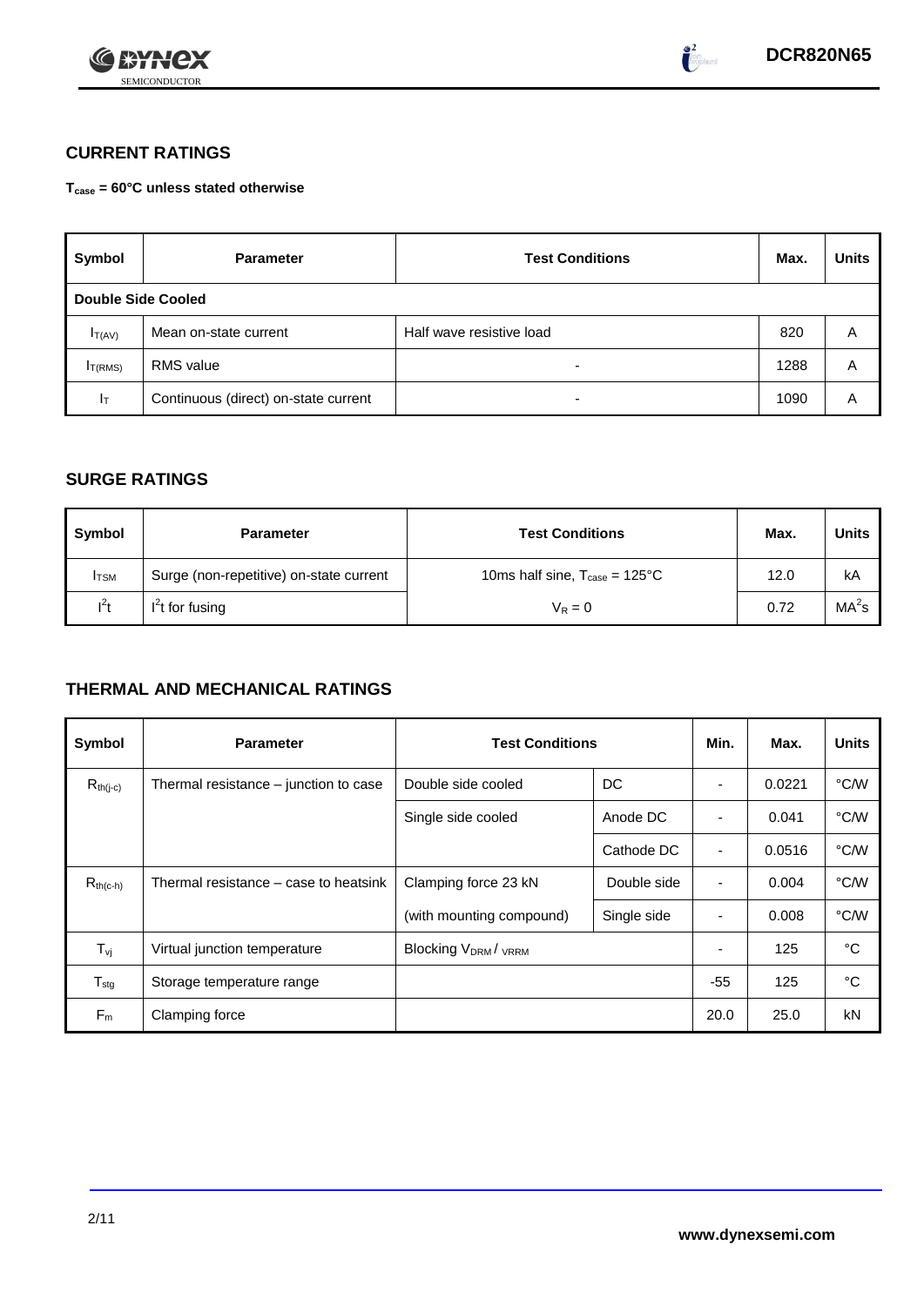## CURRENT RATINGS

**$T_{case}$ = 60°C unless stated otherwise**

| Symbol | Parameter | Test Conditions | Max. | Units |
|---|---|---|---|---|
| **Double Side Cooled** | | | | |
| $I_{T(AV)}$ | Mean on-state current | Half wave resistive load | 820 | A |
| $I_{T(RMS)}$ | RMS value | - | 1288 | A |
| $I_T$ | Continuous (direct) on-state current | - | 1090 | A |

## SURGE RATINGS

| Symbol | Parameter | Test Conditions | Max. | Units |
|---|---|---|---|---|
| $I_{TSM}$ | Surge (non-repetitive) on-state current | 10ms half sine, $T_{case}$ = 125°C | 12.0 | kA |
| $I^2t$ | $I^2t$ for fusing | $V_R = 0$ | 0.72 | $MA^2s$ |

## THERMAL AND MECHANICAL RATINGS

| Symbol | Parameter | Test Conditions | | Min. | Max. | Units |
|---|---|---|---|---|---|---|
| $R_{th(j-c)}$ | Thermal resistance – junction to case | Double side cooled | DC | - | 0.0221 | °C/W |
| | | Single side cooled | Anode DC | - | 0.041 | °C/W |
| | | | Cathode DC | - | 0.0516 | °C/W |
| $R_{th(c-h)}$ | Thermal resistance – case to heatsink | Clamping force 23 kN | Double side | - | 0.004 | °C/W |
| | | (with mounting compound) | Single side | - | 0.008 | °C/W |
| $T_{vj}$ | Virtual junction temperature | Blocking $V_{DRM}$ / $V_{RRM}$ | | - | 125 | °C |
| $T_{stg}$ | Storage temperature range | | | -55 | 125 | °C |
| $F_m$ | Clamping force | | | 20.0 | 25.0 | kN |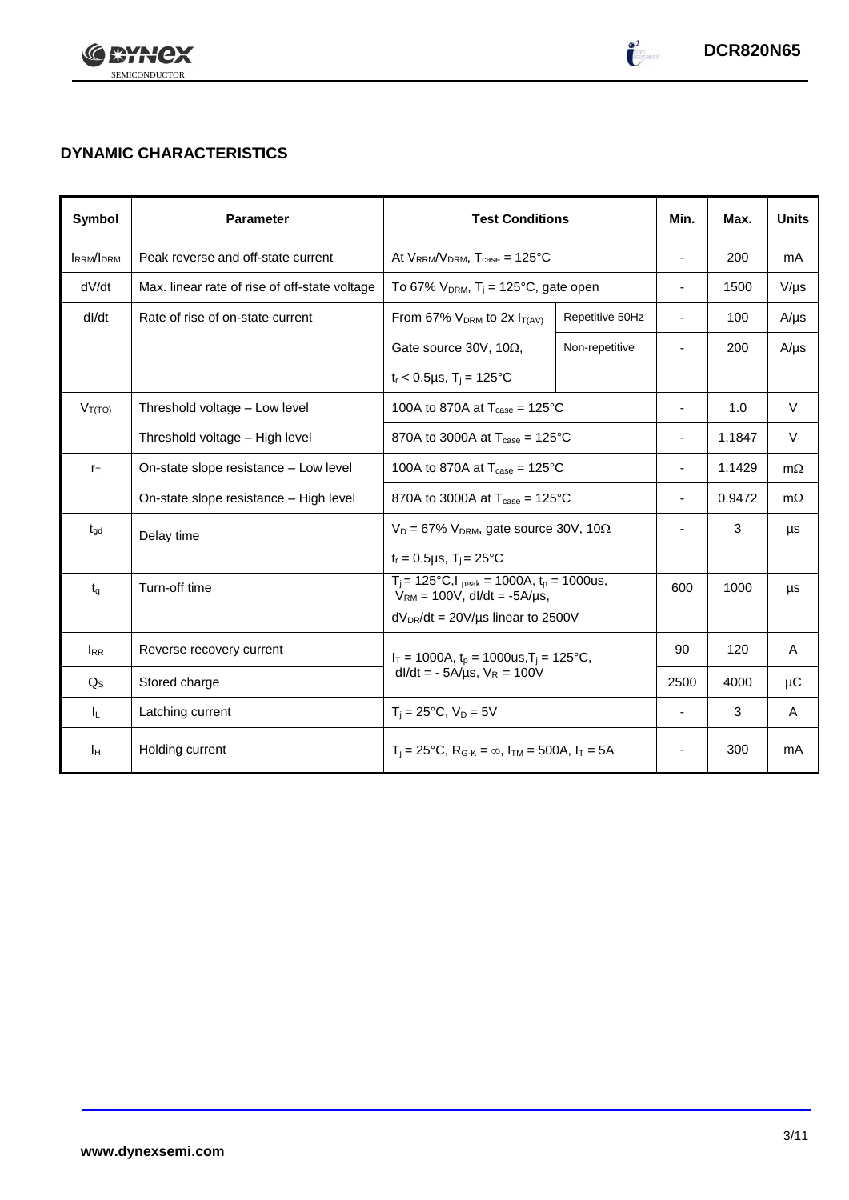## DYNAMIC CHARACTERISTICS

| Symbol | Parameter | Test Conditions | | Min. | Max. | Units |
|---|---|---|---|---|---|---|
| $I_{RRM}/I_{DRM}$ | Peak reverse and off-state current | At $V_{RRM}/V_{DRM}$, $T_{case}$ = 125°C | | - | 200 | mA |
| dV/dt | Max. linear rate of rise of off-state voltage | To 67% $V_{DRM}$, $T_j$ = 125°C, gate open | | - | 1500 | V/µs |
| dI/dt | Rate of rise of on-state current | From 67% $V_{DRM}$ to 2x $I_{T(AV)}$ | Repetitive 50Hz | - | 100 | A/µs |
| | | Gate source 30V, 10Ω, | Non-repetitive | - | 200 | A/µs |
| | | $t_r$ < 0.5µs, $T_j$ = 125°C | | | | |
| $V_{T(TO)}$ | Threshold voltage – Low level | 100A to 870A at $T_{case}$ = 125°C | | - | 1.0 | V |
| | Threshold voltage – High level | 870A to 3000A at $T_{case}$ = 125°C | | - | 1.1847 | V |
| $r_T$ | On-state slope resistance – Low level | 100A to 870A at $T_{case}$ = 125°C | | - | 1.1429 | mΩ |
| | On-state slope resistance – High level | 870A to 3000A at $T_{case}$ = 125°C | | - | 0.9472 | mΩ |
| $t_{gd}$ | Delay time | $V_D$ = 67% $V_{DRM}$, gate source 30V, 10Ω | | - | 3 | µs |
| | | $t_r$ = 0.5µs, $T_j$ = 25°C | | | | |
| $t_q$ | Turn-off time | $T_j$ = 125°C, $I_{peak}$ = 1000A, $t_p$ = 1000us, $V_{RM}$ = 100V, dI/dt = -5A/µs, | | 600 | 1000 | µs |
| | | $dV_{DR}/dt$ = 20V/µs linear to 2500V | | | | |
| $I_{RR}$ | Reverse recovery current | $I_T$ = 1000A, $t_p$ = 1000us, $T_j$ = 125°C, dI/dt = - 5A/µs, $V_R$ = 100V | | 90 | 120 | A |
| $Q_S$ | Stored charge | | | 2500 | 4000 | µC |
| $I_L$ | Latching current | $T_j$ = 25°C, $V_D$ = 5V | | - | 3 | A |
| $I_H$ | Holding current | $T_j$ = 25°C, $R_{G-K}$ = ∞, $I_{TM}$ = 500A, $I_T$ = 5A | | - | 300 | mA |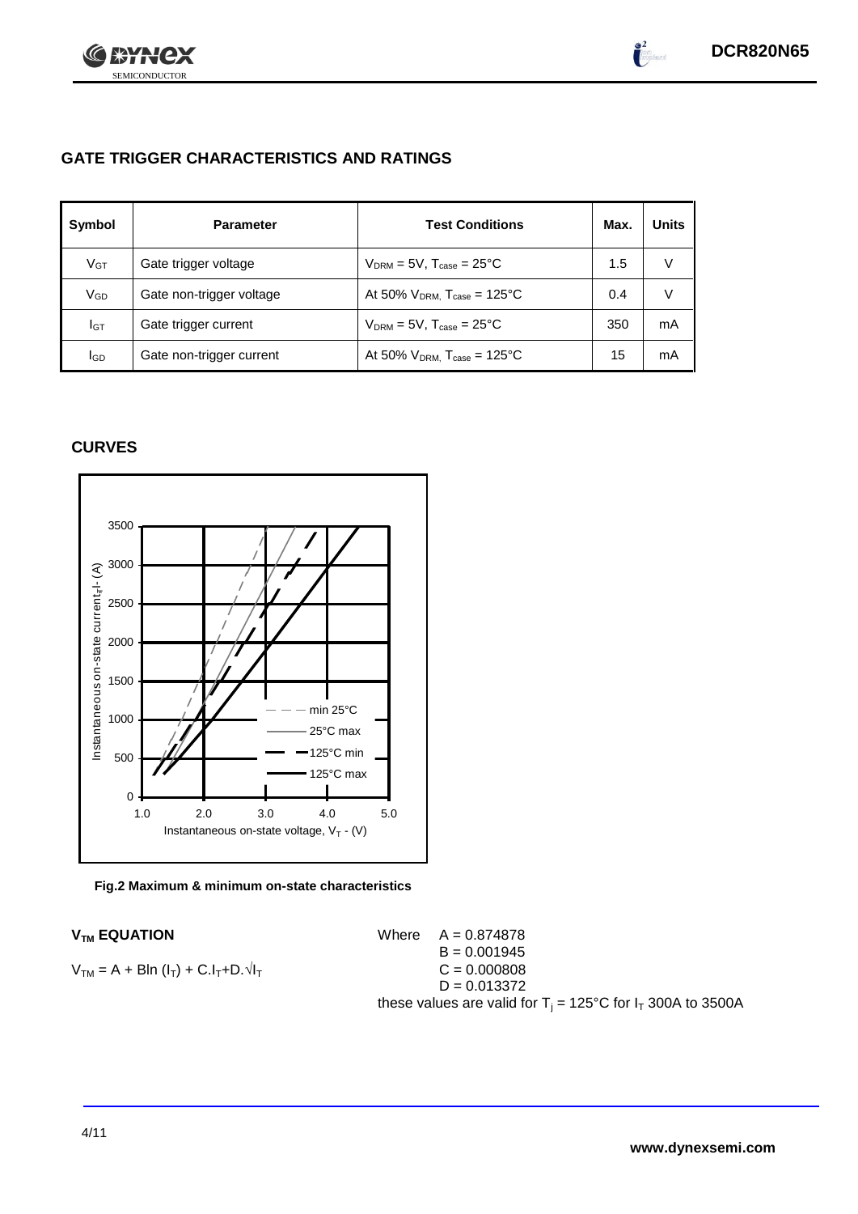## GATE TRIGGER CHARACTERISTICS AND RATINGS

| Symbol | Parameter | Test Conditions | Max. | Units |
|---|---|---|---|---|
| $V_{GT}$ | Gate trigger voltage | $V_{DRM}$ = 5V, $T_{case}$ = 25°C | 1.5 | V |
| $V_{GD}$ | Gate non-trigger voltage | At 50% $V_{DRM}$, $T_{case}$ = 125°C | 0.4 | V |
| $I_{GT}$ | Gate trigger current | $V_{DRM}$ = 5V, $T_{case}$ = 25°C | 350 | mA |
| $I_{GD}$ | Gate non-trigger current | At 50% $V_{DRM}$, $T_{case}$ = 125°C | 15 | mA |

## CURVES

Fig.2 Maximum & minimum on-state characteristics

### $V_{TM}$ EQUATION

$$V_{TM} = A + B\ln(I_T) + C.I_T + D.\sqrt{I_T}$$

Where
A = 0.874878
B = 0.001945
C = 0.000808
D = 0.013372

these values are valid for $T_j$ = 125°C for $I_T$ 300A to 3500A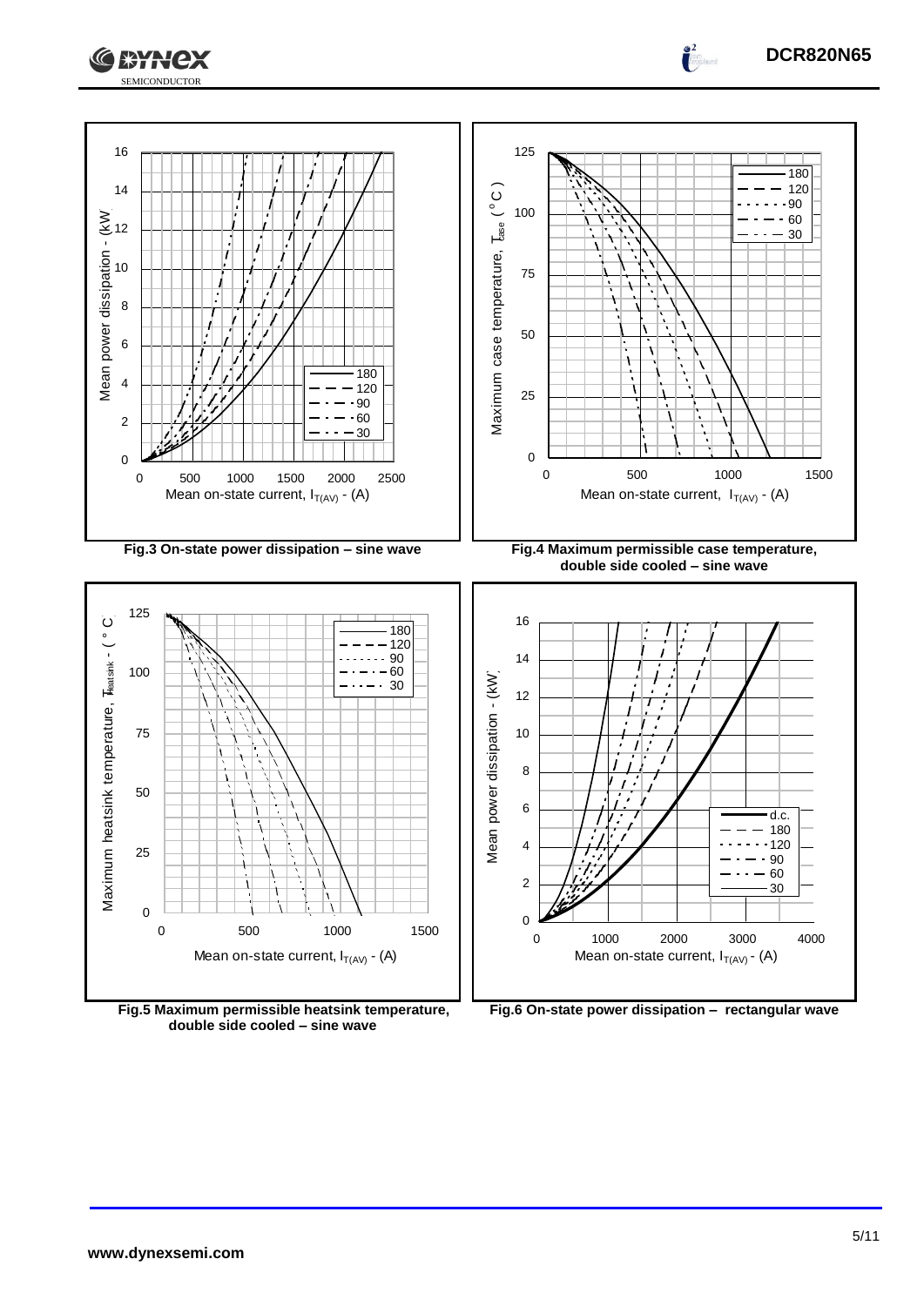Fig.3 On-state power dissipation – sine wave

Fig.4 Maximum permissible case temperature, double side cooled – sine wave

Fig.5 Maximum permissible heatsink temperature, double side cooled – sine wave

Fig.6 On-state power dissipation – rectangular wave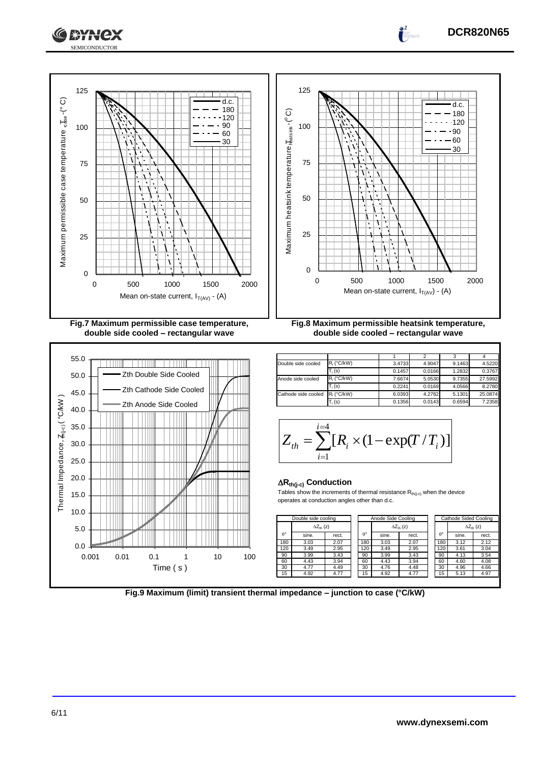Fig.7 Maximum permissible case temperature, double side cooled – rectangular wave

Fig.8 Maximum permissible heatsink temperature, double side cooled – rectangular wave

| | | 1 | 2 | 3 | 4 |
|---|---|---|---|---|---|
| Double side cooled | $R_i$ (°C/kW) | 3.4733 | 4.9047 | 9.1463 | 4.5220 |
| | $T_i$ (s) | 0.1457 | 0.0166 | 1.2832 | 0.3767 |
| Anode side cooled | $R_i$ (°C/kW) | 7.6674 | 5.0530 | 9.7355 | 27.5992 |
| | $T_i$ (s) | 0.2241 | 0.0169 | 4.0566 | 8.2780 |
| Cathode side cooled | $R_i$ (°C/kW) | 6.0393 | 4.2782 | 5.1301 | 25.0874 |
| | $T_i$ (s) | 0.1356 | 0.0143 | 0.6594 | 7.2358 |

$$Z_{th} = \sum_{i=1}^{i=4} [R_i \times (1 - \exp(T / T_i))]$$

### $\Delta R_{th(j-c)}$ Conduction

Tables show the increments of thermal resistance $R_{th(j-c)}$ when the device operates at conduction angles other than d.c.

| Double side cooling | | |
|---|---|---|
| | $\Delta Z_{th}$ (z) | |
| θ° | sine. | rect. |
| 180 | 3.03 | 2.07 |
| 120 | 3.49 | 2.95 |
| 90 | 3.99 | 3.43 |
| 60 | 4.43 | 3.94 |
| 30 | 4.77 | 4.49 |
| 15 | 4.92 | 4.77 |

| Anode Side Cooling | | |
|---|---|---|
| | $\Delta Z_{th}$ (z) | |
| θ° | sine. | rect. |
| 180 | 3.03 | 2.07 |
| 120 | 3.49 | 2.95 |
| 90 | 3.99 | 3.43 |
| 60 | 4.43 | 3.94 |
| 30 | 4.76 | 4.48 |
| 15 | 4.92 | 4.77 |

| Cathode Sided Cooling | | |
|---|---|---|
| | $\Delta Z_{th}$ (z) | |
| θ° | sine. | rect. |
| 180 | 3.12 | 2.12 |
| 120 | 3.61 | 3.04 |
| 90 | 4.13 | 3.54 |
| 60 | 4.60 | 4.08 |
| 30 | 4.96 | 4.66 |
| 15 | 5.13 | 4.97 |

Fig.9 Maximum (limit) transient thermal impedance – junction to case (°C/kW)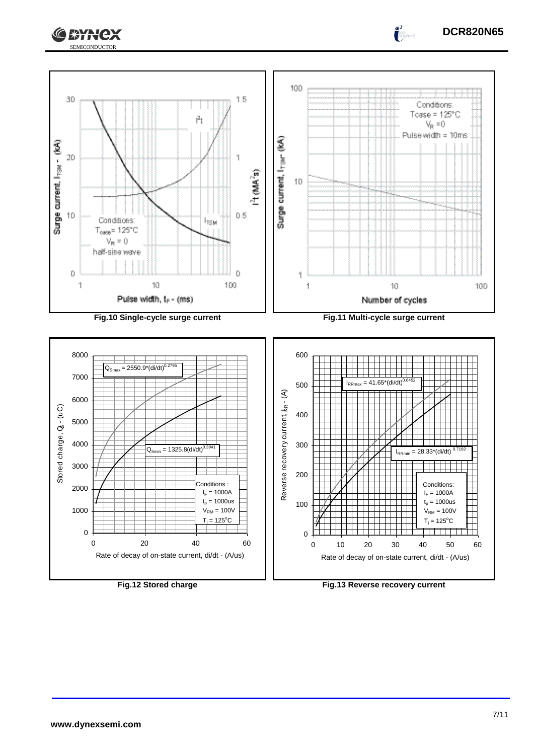Fig.10 Single-cycle surge current

Fig.11 Multi-cycle surge current

Fig.12 Stored charge

Fig.13 Reverse recovery current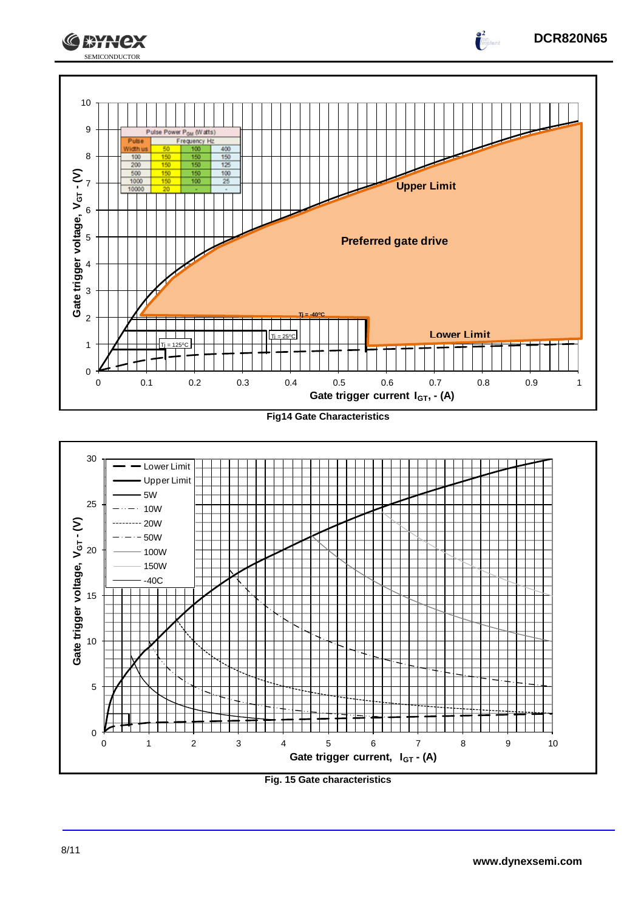| Pulse Width us | Pulse Power $P_{GM}$ (Watts) | | |
|---|---|---|---|
| | Frequency Hz | | |
| | 50 | 100 | 400 |
| 100 | 150 | 150 | 150 |
| 200 | 150 | 150 | 125 |
| 500 | 150 | 150 | 100 |
| 1000 | 150 | 100 | 25 |
| 10000 | 20 | - | - |

Fig14 Gate Characteristics

Fig. 15 Gate characteristics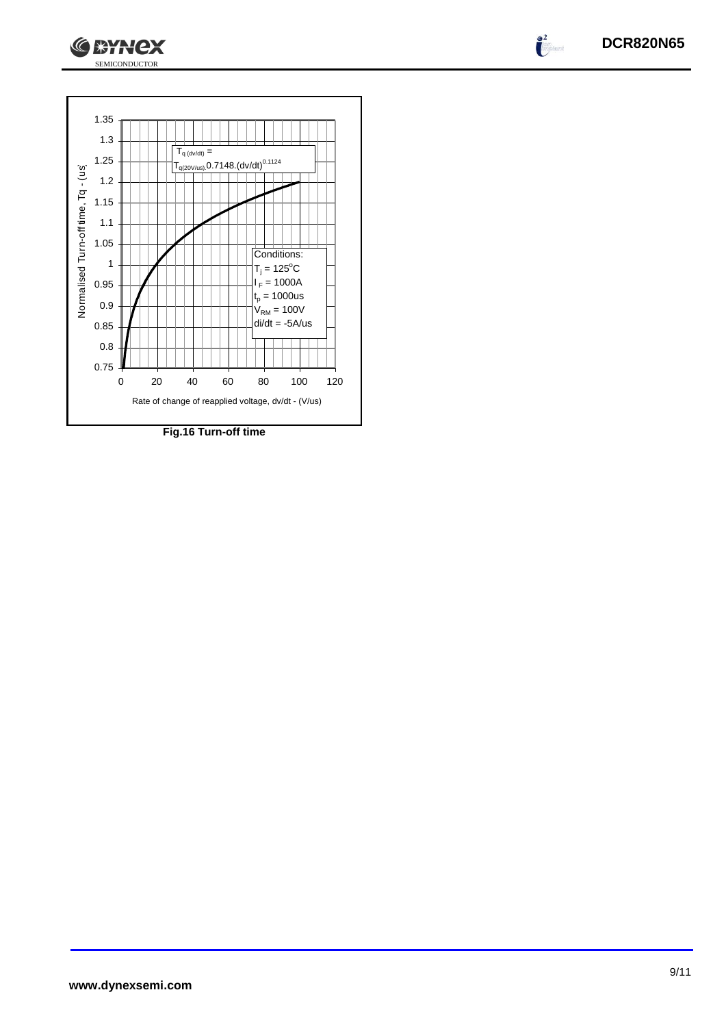Normalised Turn-off time, Tq - (us)

$T_{q\,(dv/dt)} = T_{q(20V/us)}.0.7148.(dv/dt)^{0.1124}$

Conditions:
$T_j = 125^oC$
$I_F = 1000A$
$t_p = 1000us$
$V_{RM} = 100V$
di/dt = -5A/us

Rate of change of reapplied voltage, dv/dt - (V/us)

**Fig.16 Turn-off time**

www.dynexsemi.com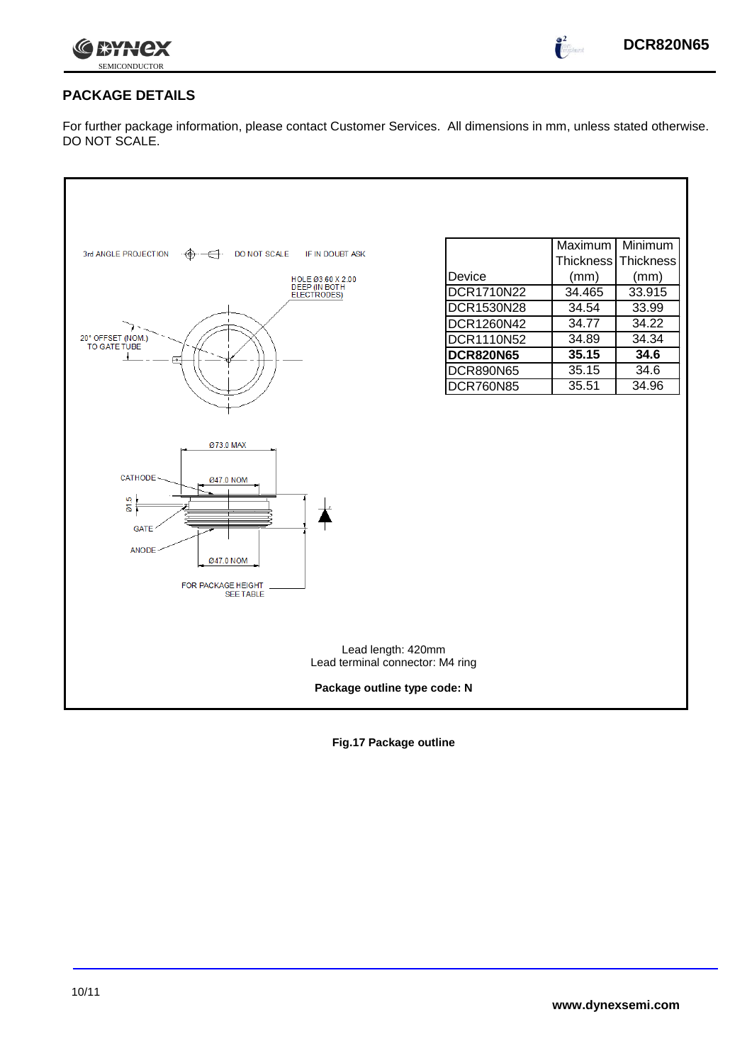## PACKAGE DETAILS

For further package information, please contact Customer Services. All dimensions in mm, unless stated otherwise. DO NOT SCALE.

3rd ANGLE PROJECTION DO NOT SCALE IF IN DOUBT ASK

HOLE Ø3.60 X 2.00 DEEP (IN BOTH ELECTRODES)

20° OFFSET (NOM.) TO GATE TUBE

Ø73.0 MAX

CATHODE

Ø47.0 NOM

Ø1.5

GATE

ANODE

Ø47.0 NOM

FOR PACKAGE HEIGHT SEE TABLE

| Device | Maximum Thickness (mm) | Minimum Thickness (mm) |
|---|---|---|
| DCR1710N22 | 34.465 | 33.915 |
| DCR1530N28 | 34.54 | 33.99 |
| DCR1260N42 | 34.77 | 34.22 |
| DCR1110N52 | 34.89 | 34.34 |
| **DCR820N65** | **35.15** | **34.6** |
| DCR890N65 | 35.15 | 34.6 |
| DCR760N85 | 35.51 | 34.96 |

Lead length: 420mm
Lead terminal connector: M4 ring

**Package outline type code: N**

**Fig.17 Package outline**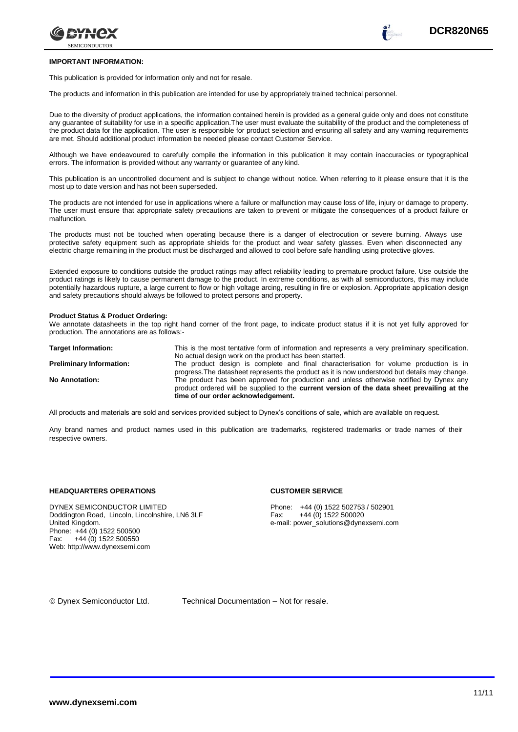**IMPORTANT INFORMATION:**

This publication is provided for information only and not for resale.

The products and information in this publication are intended for use by appropriately trained technical personnel.

Due to the diversity of product applications, the information contained herein is provided as a general guide only and does not constitute any guarantee of suitability for use in a specific application.The user must evaluate the suitability of the product and the completeness of the product data for the application. The user is responsible for product selection and ensuring all safety and any warning requirements are met. Should additional product information be needed please contact Customer Service.

Although we have endeavoured to carefully compile the information in this publication it may contain inaccuracies or typographical errors. The information is provided without any warranty or guarantee of any kind.

This publication is an uncontrolled document and is subject to change without notice. When referring to it please ensure that it is the most up to date version and has not been superseded.

The products are not intended for use in applications where a failure or malfunction may cause loss of life, injury or damage to property. The user must ensure that appropriate safety precautions are taken to prevent or mitigate the consequences of a product failure or malfunction.

The products must not be touched when operating because there is a danger of electrocution or severe burning. Always use protective safety equipment such as appropriate shields for the product and wear safety glasses. Even when disconnected any electric charge remaining in the product must be discharged and allowed to cool before safe handling using protective gloves.

Extended exposure to conditions outside the product ratings may affect reliability leading to premature product failure. Use outside the product ratings is likely to cause permanent damage to the product. In extreme conditions, as with all semiconductors, this may include potentially hazardous rupture, a large current to flow or high voltage arcing, resulting in fire or explosion. Appropriate application design and safety precautions should always be followed to protect persons and property.

**Product Status & Product Ordering:**

We annotate datasheets in the top right hand corner of the front page, to indicate product status if it is not yet fully approved for production. The annotations are as follows:-

| | |
|---|---|
| **Target Information:** | This is the most tentative form of information and represents a very preliminary specification. No actual design work on the product has been started. |
| **Preliminary Information:** | The product design is complete and final characterisation for volume production is in progress.The datasheet represents the product as it is now understood but details may change. |
| **No Annotation:** | The product has been approved for production and unless otherwise notified by Dynex any product ordered will be supplied to the **current version of the data sheet prevailing at the time of our order acknowledgement.** |

All products and materials are sold and services provided subject to Dynex's conditions of sale, which are available on request.

Any brand names and product names used in this publication are trademarks, registered trademarks or trade names of their respective owners.

**HEADQUARTERS OPERATIONS**

DYNEX SEMICONDUCTOR LIMITED
Doddington Road, Lincoln, Lincolnshire, LN6 3LF
United Kingdom.
Phone: +44 (0) 1522 500500
Fax: +44 (0) 1522 500550
Web: http://www.dynexsemi.com

**CUSTOMER SERVICE**

Phone: +44 (0) 1522 502753 / 502901
Fax: +44 (0) 1522 500020
e-mail: power_solutions@dynexsemi.com

© Dynex Semiconductor Ltd. Technical Documentation – Not for resale.